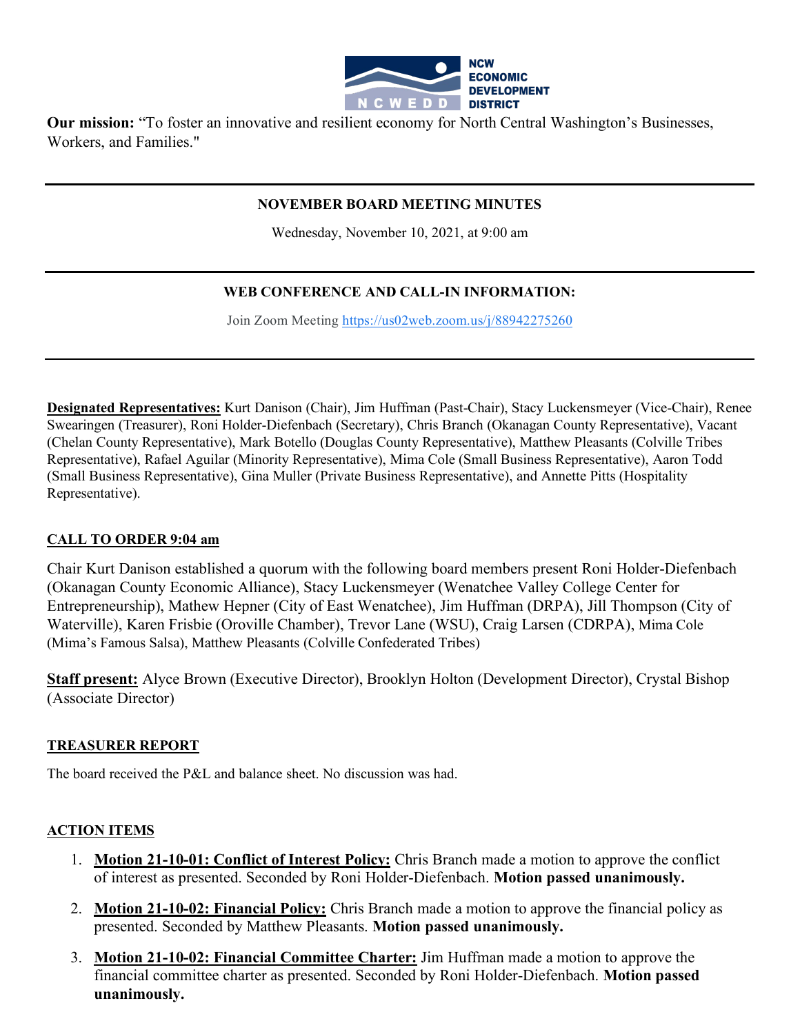NCW ECONOMIC DEVELOPMENT DISTRICT

**Our mission:** "To foster an innovative and resilient economy for North Central Washington's Businesses, Workers, and Families."

---

**NOVEMBER BOARD MEETING MINUTES**

Wednesday, November 10, 2021, at 9:00 am

---

**WEB CONFERENCE AND CALL-IN INFORMATION:**

Join Zoom Meeting https://us02web.zoom.us/j/88942275260

---

**Designated Representatives:** Kurt Danison (Chair), Jim Huffman (Past-Chair), Stacy Luckensmeyer (Vice-Chair), Renee Swearingen (Treasurer), Roni Holder-Diefenbach (Secretary), Chris Branch (Okanagan County Representative), Vacant (Chelan County Representative), Mark Botello (Douglas County Representative), Matthew Pleasants (Colville Tribes Representative), Rafael Aguilar (Minority Representative), Mima Cole (Small Business Representative), Aaron Todd (Small Business Representative), Gina Muller (Private Business Representative), and Annette Pitts (Hospitality Representative).

## CALL TO ORDER 9:04 am

Chair Kurt Danison established a quorum with the following board members present Roni Holder-Diefenbach (Okanagan County Economic Alliance), Stacy Luckensmeyer (Wenatchee Valley College Center for Entrepreneurship), Mathew Hepner (City of East Wenatchee), Jim Huffman (DRPA), Jill Thompson (City of Waterville), Karen Frisbie (Oroville Chamber), Trevor Lane (WSU), Craig Larsen (CDRPA), Mima Cole (Mima's Famous Salsa), Matthew Pleasants (Colville Confederated Tribes)

**Staff present:** Alyce Brown (Executive Director), Brooklyn Holton (Development Director), Crystal Bishop (Associate Director)

## TREASURER REPORT

The board received the P&L and balance sheet. No discussion was had.

## ACTION ITEMS

1. **Motion 21-10-01: Conflict of Interest Policy:** Chris Branch made a motion to approve the conflict of interest as presented. Seconded by Roni Holder-Diefenbach. **Motion passed unanimously.**
2. **Motion 21-10-02: Financial Policy:** Chris Branch made a motion to approve the financial policy as presented. Seconded by Matthew Pleasants. **Motion passed unanimously.**
3. **Motion 21-10-02: Financial Committee Charter:** Jim Huffman made a motion to approve the financial committee charter as presented. Seconded by Roni Holder-Diefenbach. **Motion passed unanimously.**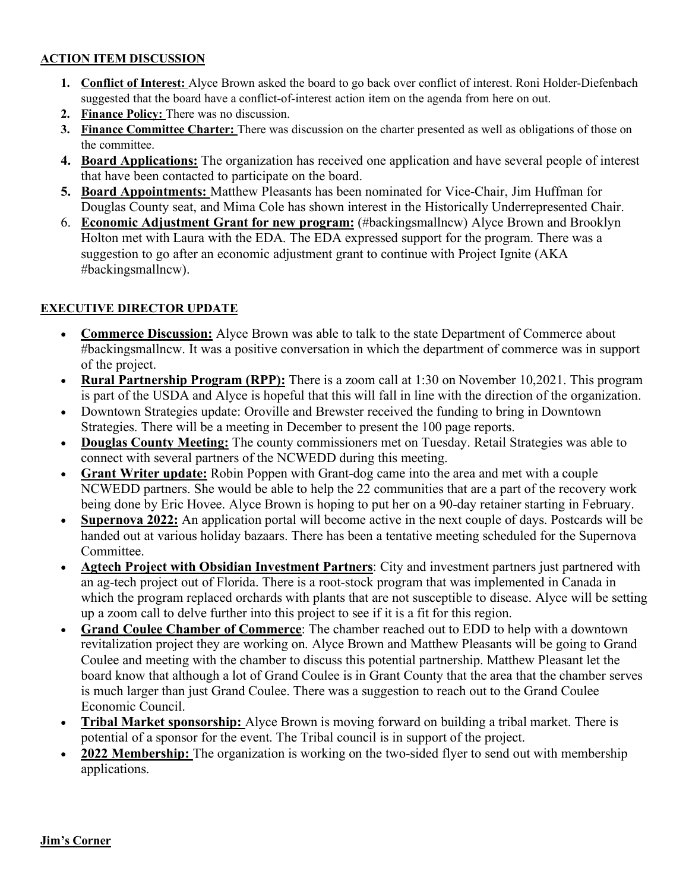**ACTION ITEM DISCUSSION**

1. **Conflict of Interest:** Alyce Brown asked the board to go back over conflict of interest. Roni Holder-Diefenbach suggested that the board have a conflict-of-interest action item on the agenda from here on out.
2. **Finance Policy:** There was no discussion.
3. **Finance Committee Charter:** There was discussion on the charter presented as well as obligations of those on the committee.
4. **Board Applications:** The organization has received one application and have several people of interest that have been contacted to participate on the board.
5. **Board Appointments:** Matthew Pleasants has been nominated for Vice-Chair, Jim Huffman for Douglas County seat, and Mima Cole has shown interest in the Historically Underrepresented Chair.
6. **Economic Adjustment Grant for new program:** (#backingsmallncw) Alyce Brown and Brooklyn Holton met with Laura with the EDA. The EDA expressed support for the program. There was a suggestion to go after an economic adjustment grant to continue with Project Ignite (AKA #backingsmallncw).

**EXECUTIVE DIRECTOR UPDATE**

- **Commerce Discussion:** Alyce Brown was able to talk to the state Department of Commerce about #backingsmallncw. It was a positive conversation in which the department of commerce was in support of the project.
- **Rural Partnership Program (RPP):** There is a zoom call at 1:30 on November 10,2021. This program is part of the USDA and Alyce is hopeful that this will fall in line with the direction of the organization.
- Downtown Strategies update: Oroville and Brewster received the funding to bring in Downtown Strategies. There will be a meeting in December to present the 100 page reports.
- **Douglas County Meeting:** The county commissioners met on Tuesday. Retail Strategies was able to connect with several partners of the NCWEDD during this meeting.
- **Grant Writer update:** Robin Poppen with Grant-dog came into the area and met with a couple NCWEDD partners. She would be able to help the 22 communities that are a part of the recovery work being done by Eric Hovee. Alyce Brown is hoping to put her on a 90-day retainer starting in February.
- **Supernova 2022:** An application portal will become active in the next couple of days. Postcards will be handed out at various holiday bazaars. There has been a tentative meeting scheduled for the Supernova Committee.
- **Agtech Project with Obsidian Investment Partners**: City and investment partners just partnered with an ag-tech project out of Florida. There is a root-stock program that was implemented in Canada in which the program replaced orchards with plants that are not susceptible to disease. Alyce will be setting up a zoom call to delve further into this project to see if it is a fit for this region.
- **Grand Coulee Chamber of Commerce**: The chamber reached out to EDD to help with a downtown revitalization project they are working on. Alyce Brown and Matthew Pleasants will be going to Grand Coulee and meeting with the chamber to discuss this potential partnership. Matthew Pleasant let the board know that although a lot of Grand Coulee is in Grant County that the area that the chamber serves is much larger than just Grand Coulee. There was a suggestion to reach out to the Grand Coulee Economic Council.
- **Tribal Market sponsorship:** Alyce Brown is moving forward on building a tribal market. There is potential of a sponsor for the event. The Tribal council is in support of the project.
- **2022 Membership:** The organization is working on the two-sided flyer to send out with membership applications.

**Jim's Corner**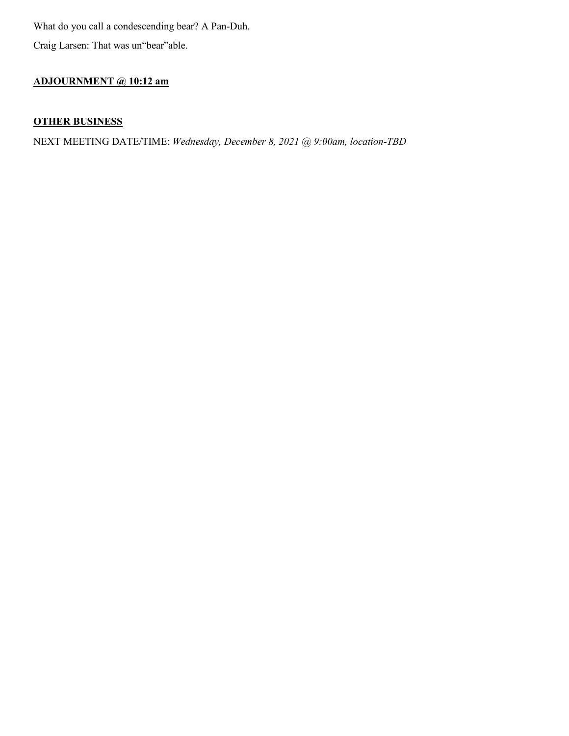What do you call a condescending bear? A Pan-Duh.

Craig Larsen: That was un"bear"able.

**ADJOURNMENT @ 10:12 am**

**OTHER BUSINESS**

NEXT MEETING DATE/TIME: *Wednesday, December 8, 2021 @ 9:00am, location-TBD*